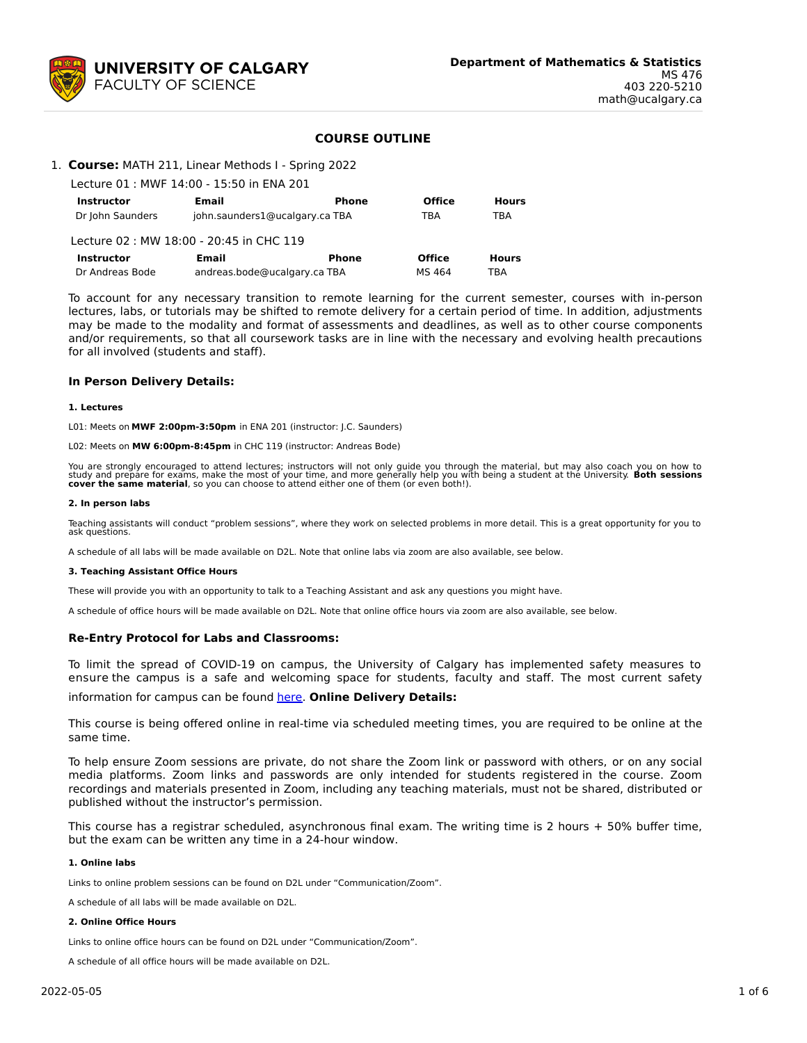UNIVERSITY OF CALGARY
FACULTY OF SCIENCE

**Department of Mathematics & Statistics**
MS 476
403 220-5210
math@ucalgary.ca

# COURSE OUTLINE

1. **Course:** MATH 211, Linear Methods I - Spring 2022

Lecture 01 : MWF 14:00 - 15:50 in ENA 201

| Instructor | Email | Phone | Office | Hours |
|---|---|---|---|---|
| Dr John Saunders | john.saunders1@ucalgary.ca | TBA | TBA | TBA |

Lecture 02 : MW 18:00 - 20:45 in CHC 119

| Instructor | Email | Phone | Office | Hours |
|---|---|---|---|---|
| Dr Andreas Bode | andreas.bode@ucalgary.ca | TBA | MS 464 | TBA |

To account for any necessary transition to remote learning for the current semester, courses with in-person lectures, labs, or tutorials may be shifted to remote delivery for a certain period of time. In addition, adjustments may be made to the modality and format of assessments and deadlines, as well as to other course components and/or requirements, so that all coursework tasks are in line with the necessary and evolving health precautions for all involved (students and staff).

### In Person Delivery Details:

**1. Lectures**

L01: Meets on **MWF 2:00pm-3:50pm** in ENA 201 (instructor: J.C. Saunders)

L02: Meets on **MW 6:00pm-8:45pm** in CHC 119 (instructor: Andreas Bode)

You are strongly encouraged to attend lectures; instructors will not only guide you through the material, but may also coach you on how to study and prepare for exams, make the most of your time, and more generally help you with being a student at the University. **Both sessions cover the same material**, so you can choose to attend either one of them (or even both!).

**2. In person labs**

Teaching assistants will conduct "problem sessions", where they work on selected problems in more detail. This is a great opportunity for you to ask questions.

A schedule of all labs will be made available on D2L. Note that online labs via zoom are also available, see below.

**3. Teaching Assistant Office Hours**

These will provide you with an opportunity to talk to a Teaching Assistant and ask any questions you might have.

A schedule of office hours will be made available on D2L. Note that online office hours via zoom are also available, see below.

### Re-Entry Protocol for Labs and Classrooms:

To limit the spread of COVID-19 on campus, the University of Calgary has implemented safety measures to ensure the campus is a safe and welcoming space for students, faculty and staff. The most current safety information for campus can be found here.

### Online Delivery Details:

This course is being offered online in real-time via scheduled meeting times, you are required to be online at the same time.

To help ensure Zoom sessions are private, do not share the Zoom link or password with others, or on any social media platforms. Zoom links and passwords are only intended for students registered in the course. Zoom recordings and materials presented in Zoom, including any teaching materials, must not be shared, distributed or published without the instructor's permission.

This course has a registrar scheduled, asynchronous final exam. The writing time is 2 hours + 50% buffer time, but the exam can be written any time in a 24-hour window.

**1. Online labs**

Links to online problem sessions can be found on D2L under "Communication/Zoom".

A schedule of all labs will be made available on D2L.

**2. Online Office Hours**

Links to online office hours can be found on D2L under "Communication/Zoom".

A schedule of all office hours will be made available on D2L.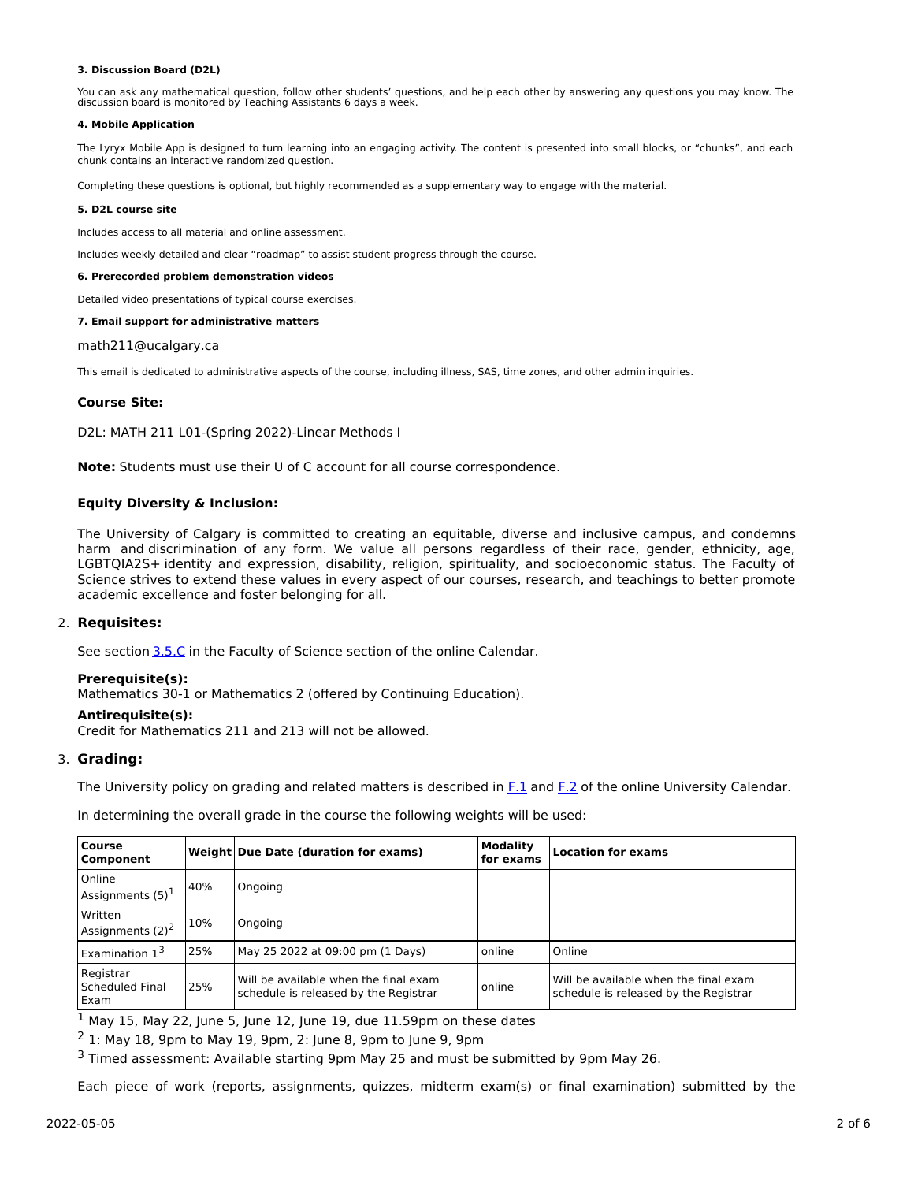#### 3. Discussion Board (D2L)

You can ask any mathematical question, follow other students' questions, and help each other by answering any questions you may know. The discussion board is monitored by Teaching Assistants 6 days a week.

#### 4. Mobile Application

The Lyryx Mobile App is designed to turn learning into an engaging activity. The content is presented into small blocks, or "chunks", and each chunk contains an interactive randomized question.

Completing these questions is optional, but highly recommended as a supplementary way to engage with the material.

#### 5. D2L course site

Includes access to all material and online assessment.

Includes weekly detailed and clear "roadmap" to assist student progress through the course.

#### 6. Prerecorded problem demonstration videos

Detailed video presentations of typical course exercises.

#### 7. Email support for administrative matters

math211@ucalgary.ca

This email is dedicated to administrative aspects of the course, including illness, SAS, time zones, and other admin inquiries.

### Course Site:

D2L: MATH 211 L01-(Spring 2022)-Linear Methods I

**Note:** Students must use their U of C account for all course correspondence.

### Equity Diversity & Inclusion:

The University of Calgary is committed to creating an equitable, diverse and inclusive campus, and condemns harm and discrimination of any form. We value all persons regardless of their race, gender, ethnicity, age, LGBTQIA2S+ identity and expression, disability, religion, spirituality, and socioeconomic status. The Faculty of Science strives to extend these values in every aspect of our courses, research, and teachings to better promote academic excellence and foster belonging for all.

## 2. Requisites:

See section 3.5.C in the Faculty of Science section of the online Calendar.

**Prerequisite(s):**
Mathematics 30-1 or Mathematics 2 (offered by Continuing Education).

**Antirequisite(s):**
Credit for Mathematics 211 and 213 will not be allowed.

## 3. Grading:

The University policy on grading and related matters is described in F.1 and F.2 of the online University Calendar.

In determining the overall grade in the course the following weights will be used:

| Course Component | Weight | Due Date (duration for exams) | Modality for exams | Location for exams |
|---|---|---|---|---|
| Online Assignments (5)[1] | 40% | Ongoing | | |
| Written Assignments (2)[2] | 10% | Ongoing | | |
| Examination 1[3] | 25% | May 25 2022 at 09:00 pm (1 Days) | online | Online |
| Registrar Scheduled Final Exam | 25% | Will be available when the final exam schedule is released by the Registrar | online | Will be available when the final exam schedule is released by the Registrar |

[1] May 15, May 22, June 5, June 12, June 19, due 11.59pm on these dates

[2] 1: May 18, 9pm to May 19, 9pm, 2: June 8, 9pm to June 9, 9pm

[3] Timed assessment: Available starting 9pm May 25 and must be submitted by 9pm May 26.

Each piece of work (reports, assignments, quizzes, midterm exam(s) or final examination) submitted by the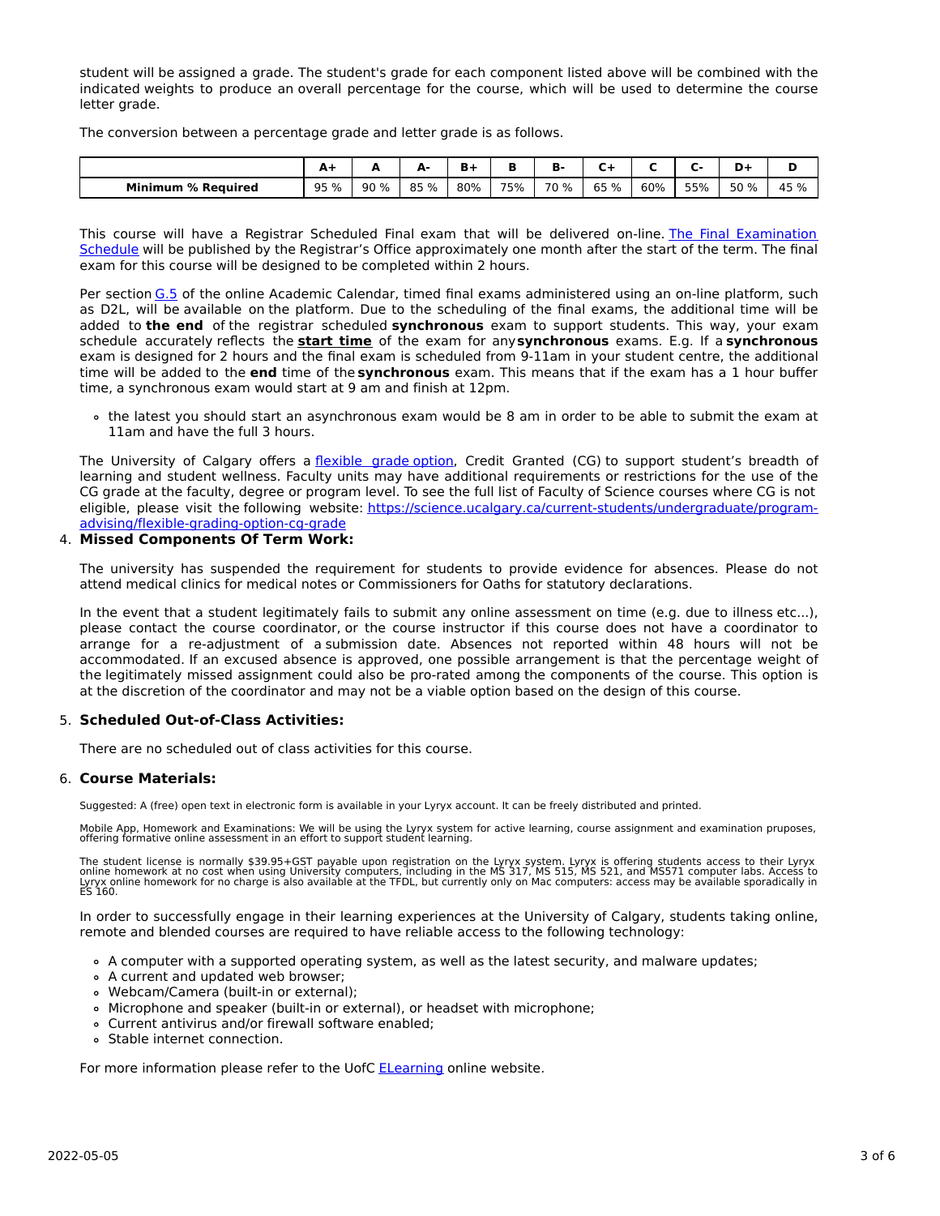student will be assigned a grade. The student's grade for each component listed above will be combined with the indicated weights to produce an overall percentage for the course, which will be used to determine the course letter grade.

The conversion between a percentage grade and letter grade is as follows.

| | A+ | A | A- | B+ | B | B- | C+ | C | C- | D+ | D |
|---|---|---|---|---|---|---|---|---|---|---|---|
| **Minimum % Required** | 95 % | 90 % | 85 % | 80% | 75% | 70 % | 65 % | 60% | 55% | 50 % | 45 % |

This course will have a Registrar Scheduled Final exam that will be delivered on-line. The Final Examination Schedule will be published by the Registrar's Office approximately one month after the start of the term. The final exam for this course will be designed to be completed within 2 hours.

Per section G.5 of the online Academic Calendar, timed final exams administered using an on-line platform, such as D2L, will be available on the platform. Due to the scheduling of the final exams, the additional time will be added to **the end** of the registrar scheduled **synchronous** exam to support students. This way, your exam schedule accurately reflects the **start time** of the exam for any **synchronous** exams. E.g. If a **synchronous** exam is designed for 2 hours and the final exam is scheduled from 9-11am in your student centre, the additional time will be added to the **end** time of the **synchronous** exam. This means that if the exam has a 1 hour buffer time, a synchronous exam would start at 9 am and finish at 12pm.

- the latest you should start an asynchronous exam would be 8 am in order to be able to submit the exam at 11am and have the full 3 hours.

The University of Calgary offers a flexible grade option, Credit Granted (CG) to support student's breadth of learning and student wellness. Faculty units may have additional requirements or restrictions for the use of the CG grade at the faculty, degree or program level. To see the full list of Faculty of Science courses where CG is not eligible, please visit the following website: https://science.ucalgary.ca/current-students/undergraduate/program-advising/flexible-grading-option-cg-grade

4. **Missed Components Of Term Work:**

   The university has suspended the requirement for students to provide evidence for absences. Please do not attend medical clinics for medical notes or Commissioners for Oaths for statutory declarations.

   In the event that a student legitimately fails to submit any online assessment on time (e.g. due to illness etc...), please contact the course coordinator, or the course instructor if this course does not have a coordinator to arrange for a re-adjustment of a submission date. Absences not reported within 48 hours will not be accommodated. If an excused absence is approved, one possible arrangement is that the percentage weight of the legitimately missed assignment could also be pro-rated among the components of the course. This option is at the discretion of the coordinator and may not be a viable option based on the design of this course.

5. **Scheduled Out-of-Class Activities:**

   There are no scheduled out of class activities for this course.

6. **Course Materials:**

   Suggested: A (free) open text in electronic form is available in your Lyryx account. It can be freely distributed and printed.

   Mobile App, Homework and Examinations: We will be using the Lyryx system for active learning, course assignment and examination pruposes, offering formative online assessment in an effort to support student learning.

   The student license is normally $39.95+GST payable upon registration on the Lyryx system. Lyryx is offering students access to their Lyryx online homework at no cost when using University computers, including in the MS 317, MS 515, MS 521, and MS571 computer labs. Access to Lyryx online homework for no charge is also available at the TFDL, but currently only on Mac computers: access may be available sporadically in ES 160.

   In order to successfully engage in their learning experiences at the University of Calgary, students taking online, remote and blended courses are required to have reliable access to the following technology:

   - A computer with a supported operating system, as well as the latest security, and malware updates;
   - A current and updated web browser;
   - Webcam/Camera (built-in or external);
   - Microphone and speaker (built-in or external), or headset with microphone;
   - Current antivirus and/or firewall software enabled;
   - Stable internet connection.

   For more information please refer to the UofC ELearning online website.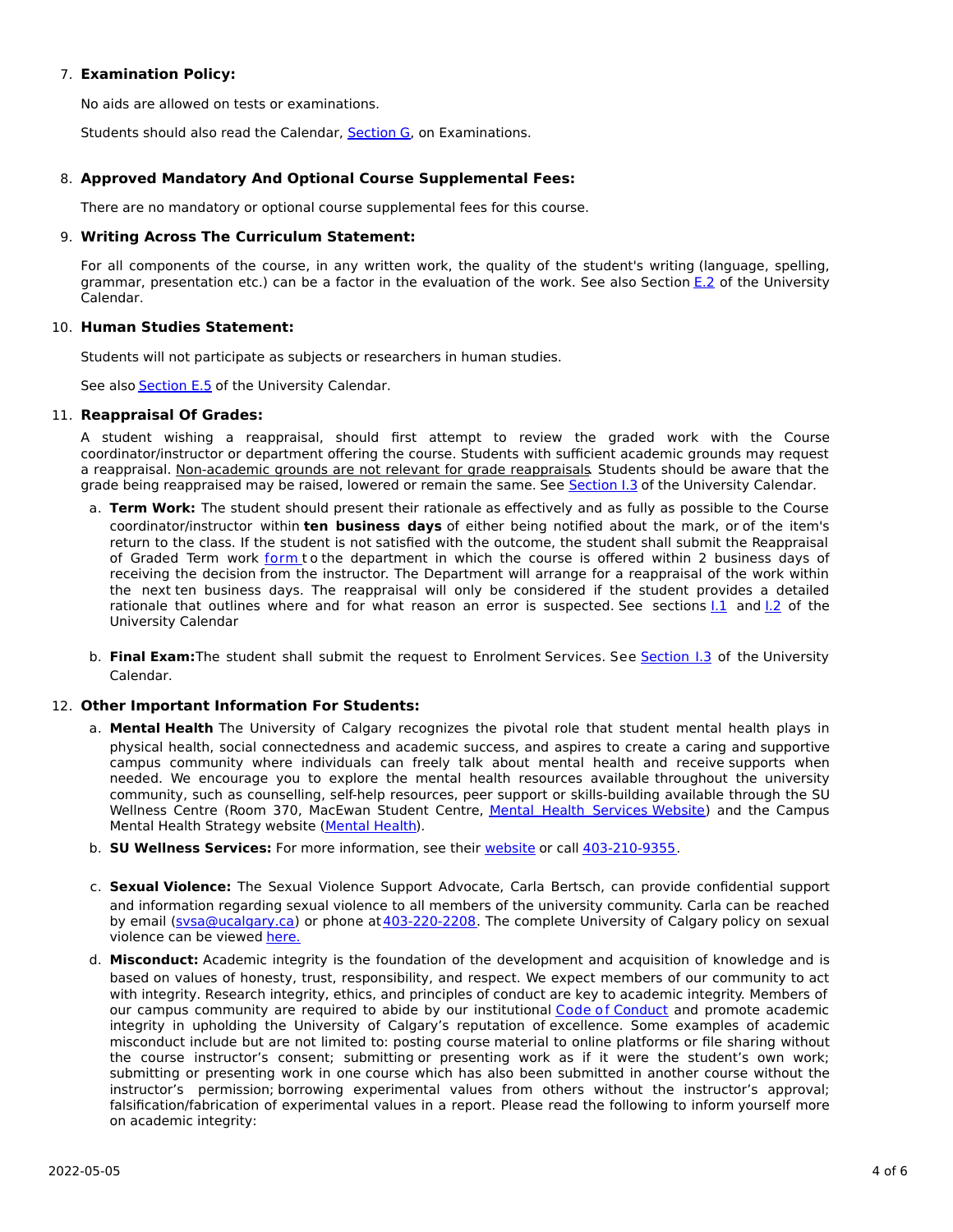7. **Examination Policy:**

   No aids are allowed on tests or examinations.

   Students should also read the Calendar, Section G, on Examinations.

8. **Approved Mandatory And Optional Course Supplemental Fees:**

   There are no mandatory or optional course supplemental fees for this course.

9. **Writing Across The Curriculum Statement:**

   For all components of the course, in any written work, the quality of the student's writing (language, spelling, grammar, presentation etc.) can be a factor in the evaluation of the work. See also Section E.2 of the University Calendar.

10. **Human Studies Statement:**

    Students will not participate as subjects or researchers in human studies.

    See also Section E.5 of the University Calendar.

11. **Reappraisal Of Grades:**

    A student wishing a reappraisal, should first attempt to review the graded work with the Course coordinator/instructor or department offering the course. Students with sufficient academic grounds may request a reappraisal. Non-academic grounds are not relevant for grade reappraisals. Students should be aware that the grade being reappraised may be raised, lowered or remain the same. See Section I.3 of the University Calendar.

    a. **Term Work:** The student should present their rationale as effectively and as fully as possible to the Course coordinator/instructor within **ten business days** of either being notified about the mark, or of the item's return to the class. If the student is not satisfied with the outcome, the student shall submit the Reappraisal of Graded Term work form to the department in which the course is offered within 2 business days of receiving the decision from the instructor. The Department will arrange for a reappraisal of the work within the next ten business days. The reappraisal will only be considered if the student provides a detailed rationale that outlines where and for what reason an error is suspected. See sections I.1 and I.2 of the University Calendar

    b. **Final Exam:** The student shall submit the request to Enrolment Services. See Section I.3 of the University Calendar.

12. **Other Important Information For Students:**

    a. **Mental Health** The University of Calgary recognizes the pivotal role that student mental health plays in physical health, social connectedness and academic success, and aspires to create a caring and supportive campus community where individuals can freely talk about mental health and receive supports when needed. We encourage you to explore the mental health resources available throughout the university community, such as counselling, self-help resources, peer support or skills-building available through the SU Wellness Centre (Room 370, MacEwan Student Centre, Mental Health Services Website) and the Campus Mental Health Strategy website (Mental Health).

    b. **SU Wellness Services:** For more information, see their website or call 403-210-9355.

    c. **Sexual Violence:** The Sexual Violence Support Advocate, Carla Bertsch, can provide confidential support and information regarding sexual violence to all members of the university community. Carla can be reached by email (svsa@ucalgary.ca) or phone at 403-220-2208. The complete University of Calgary policy on sexual violence can be viewed here.

    d. **Misconduct:** Academic integrity is the foundation of the development and acquisition of knowledge and is based on values of honesty, trust, responsibility, and respect. We expect members of our community to act with integrity. Research integrity, ethics, and principles of conduct are key to academic integrity. Members of our campus community are required to abide by our institutional Code of Conduct and promote academic integrity in upholding the University of Calgary's reputation of excellence. Some examples of academic misconduct include but are not limited to: posting course material to online platforms or file sharing without the course instructor's consent; submitting or presenting work as if it were the student's own work; submitting or presenting work in one course which has also been submitted in another course without the instructor's permission; borrowing experimental values from others without the instructor's approval; falsification/fabrication of experimental values in a report. Please read the following to inform yourself more on academic integrity: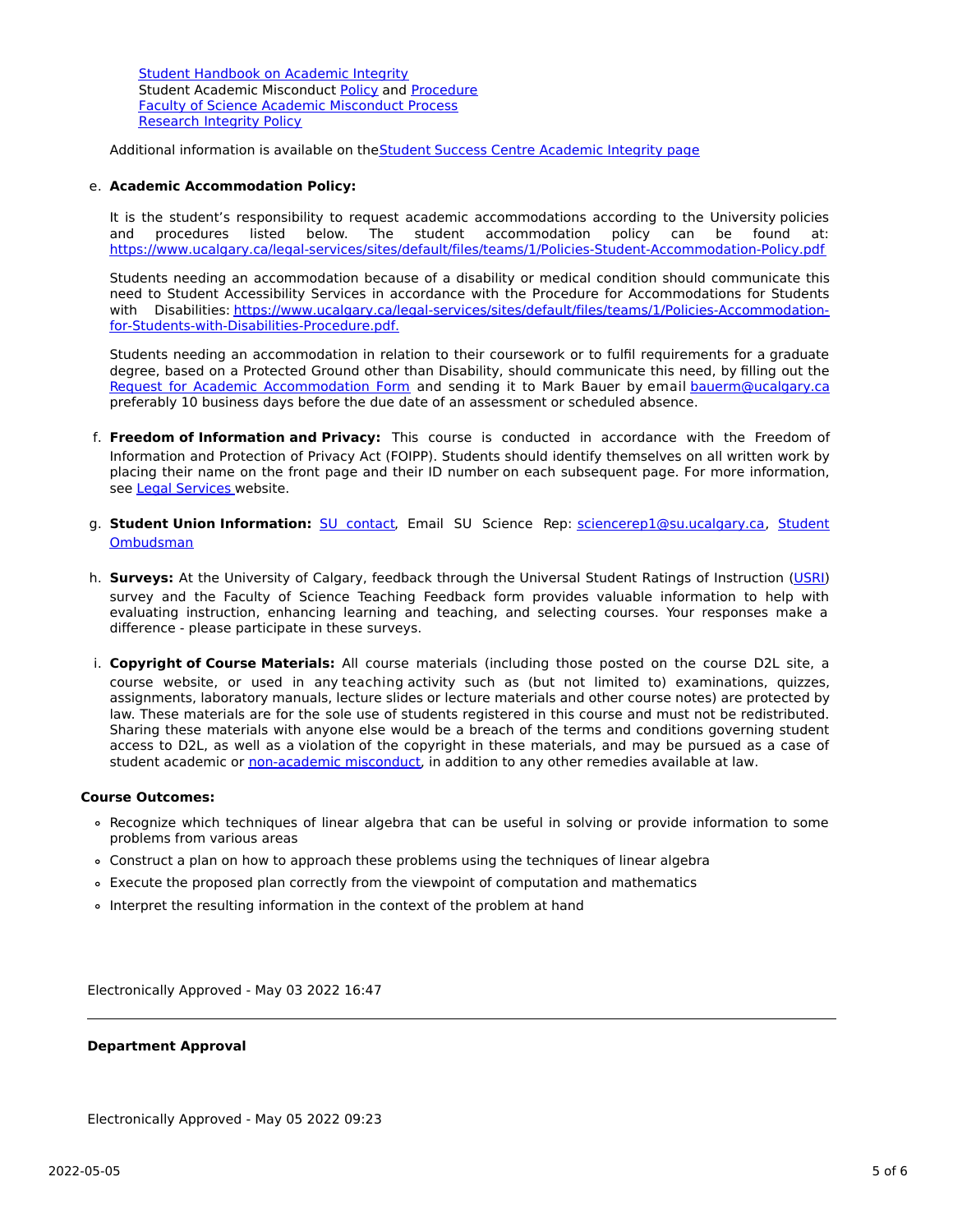Student Handbook on Academic Integrity
Student Academic Misconduct Policy and Procedure
Faculty of Science Academic Misconduct Process
Research Integrity Policy

Additional information is available on theStudent Success Centre Academic Integrity page

e. **Academic Accommodation Policy:**

   It is the student's responsibility to request academic accommodations according to the University policies and procedures listed below. The student accommodation policy can be found at: https://www.ucalgary.ca/legal-services/sites/default/files/teams/1/Policies-Student-Accommodation-Policy.pdf

   Students needing an accommodation because of a disability or medical condition should communicate this need to Student Accessibility Services in accordance with the Procedure for Accommodations for Students with Disabilities: https://www.ucalgary.ca/legal-services/sites/default/files/teams/1/Policies-Accommodation-for-Students-with-Disabilities-Procedure.pdf.

   Students needing an accommodation in relation to their coursework or to fulfil requirements for a graduate degree, based on a Protected Ground other than Disability, should communicate this need, by filling out the Request for Academic Accommodation Form and sending it to Mark Bauer by email bauerm@ucalgary.ca preferably 10 business days before the due date of an assessment or scheduled absence.

f. **Freedom of Information and Privacy:** This course is conducted in accordance with the Freedom of Information and Protection of Privacy Act (FOIPP). Students should identify themselves on all written work by placing their name on the front page and their ID number on each subsequent page. For more information, see Legal Services website.

g. **Student Union Information:** SU contact, Email SU Science Rep: sciencerep1@su.ucalgary.ca, Student Ombudsman

h. **Surveys:** At the University of Calgary, feedback through the Universal Student Ratings of Instruction (USRI) survey and the Faculty of Science Teaching Feedback form provides valuable information to help with evaluating instruction, enhancing learning and teaching, and selecting courses. Your responses make a difference - please participate in these surveys.

i. **Copyright of Course Materials:** All course materials (including those posted on the course D2L site, a course website, or used in any teaching activity such as (but not limited to) examinations, quizzes, assignments, laboratory manuals, lecture slides or lecture materials and other course notes) are protected by law. These materials are for the sole use of students registered in this course and must not be redistributed. Sharing these materials with anyone else would be a breach of the terms and conditions governing student access to D2L, as well as a violation of the copyright in these materials, and may be pursued as a case of student academic or non-academic misconduct, in addition to any other remedies available at law.

**Course Outcomes:**

- Recognize which techniques of linear algebra that can be useful in solving or provide information to some problems from various areas
- Construct a plan on how to approach these problems using the techniques of linear algebra
- Execute the proposed plan correctly from the viewpoint of computation and mathematics
- Interpret the resulting information in the context of the problem at hand

Electronically Approved - May 03 2022 16:47

---

**Department Approval**

Electronically Approved - May 05 2022 09:23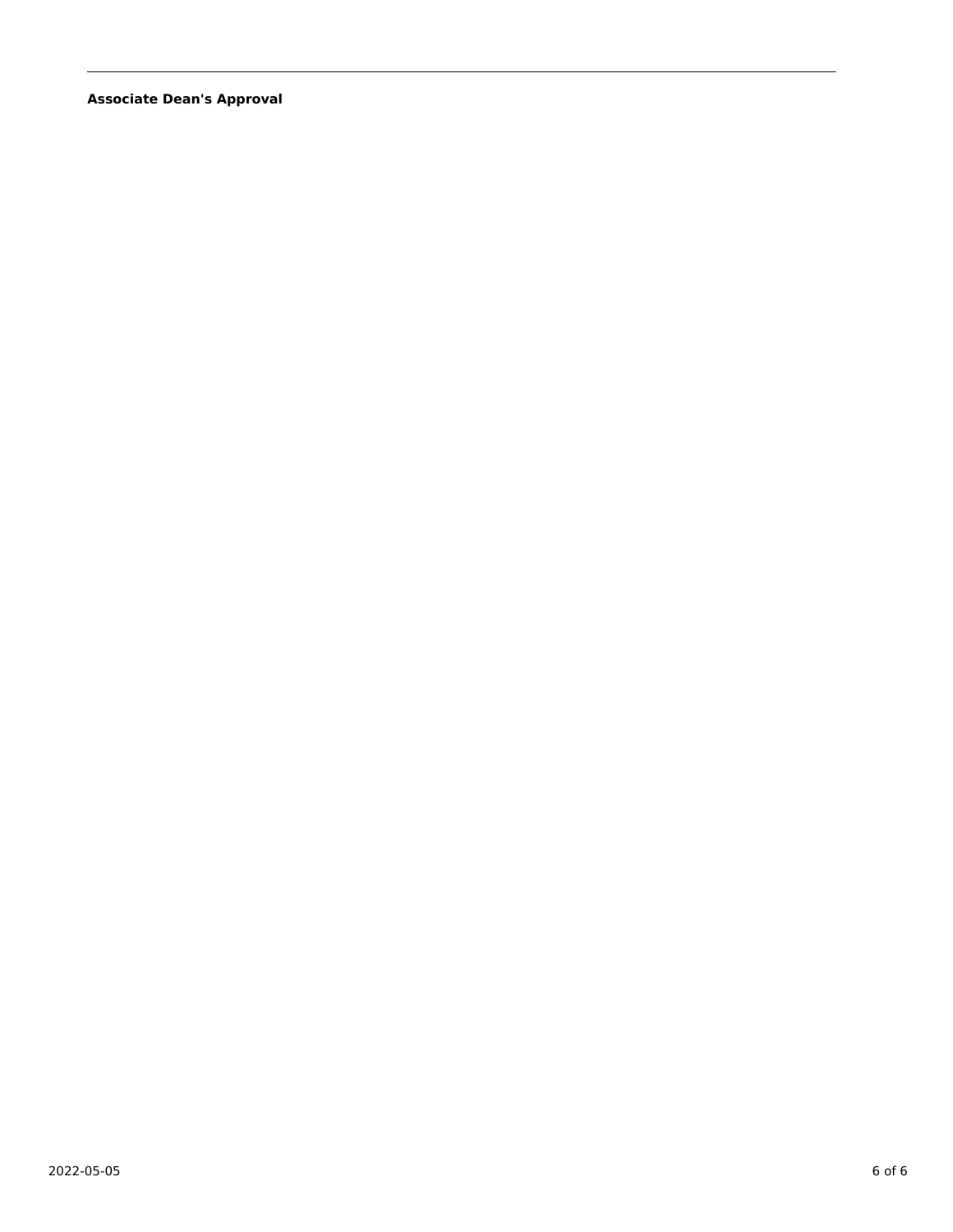---

**Associate Dean's Approval**